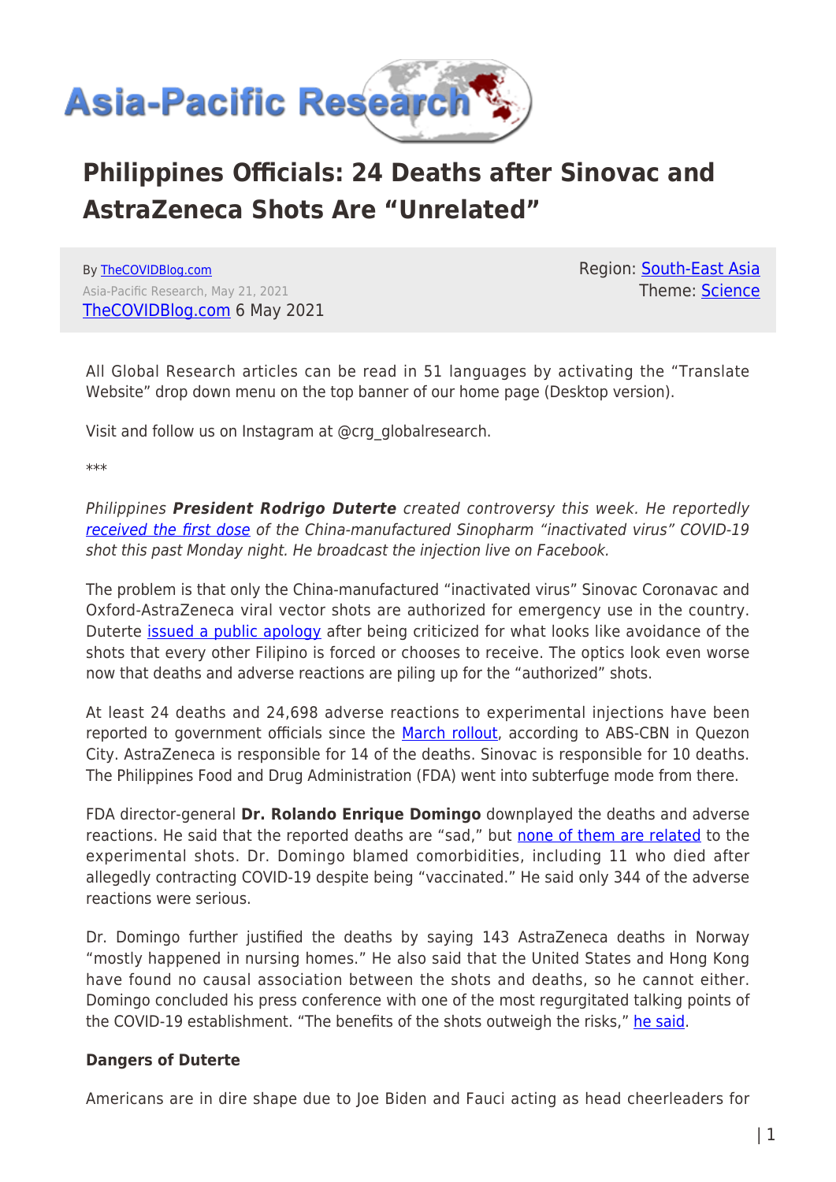# Philippines Officials: 24 Deaths after Sinovac and AstraZeneca Shots Are "Unrelated"

By TheCOVIDBlog.com
Asia-Pacific Research, May 21, 2021
TheCOVIDBlog.com 6 May 2021

Region: South-East Asia
Theme: Science

All Global Research articles can be read in 51 languages by activating the "Translate Website" drop down menu on the top banner of our home page (Desktop version).

Visit and follow us on Instagram at @crg_globalresearch.

***

*Philippines **President Rodrigo Duterte** created controversy this week. He reportedly received the first dose of the China-manufactured Sinopharm "inactivated virus" COVID-19 shot this past Monday night. He broadcast the injection live on Facebook.*

The problem is that only the China-manufactured "inactivated virus" Sinovac Coronavac and Oxford-AstraZeneca viral vector shots are authorized for emergency use in the country. Duterte issued a public apology after being criticized for what looks like avoidance of the shots that every other Filipino is forced or chooses to receive. The optics look even worse now that deaths and adverse reactions are piling up for the "authorized" shots.

At least 24 deaths and 24,698 adverse reactions to experimental injections have been reported to government officials since the March rollout, according to ABS-CBN in Quezon City. AstraZeneca is responsible for 14 of the deaths. Sinovac is responsible for 10 deaths. The Philippines Food and Drug Administration (FDA) went into subterfuge mode from there.

FDA director-general **Dr. Rolando Enrique Domingo** downplayed the deaths and adverse reactions. He said that the reported deaths are "sad," but none of them are related to the experimental shots. Dr. Domingo blamed comorbidities, including 11 who died after allegedly contracting COVID-19 despite being "vaccinated." He said only 344 of the adverse reactions were serious.

Dr. Domingo further justified the deaths by saying 143 AstraZeneca deaths in Norway "mostly happened in nursing homes." He also said that the United States and Hong Kong have found no causal association between the shots and deaths, so he cannot either. Domingo concluded his press conference with one of the most regurgitated talking points of the COVID-19 establishment. "The benefits of the shots outweigh the risks," he said.

**Dangers of Duterte**

Americans are in dire shape due to Joe Biden and Fauci acting as head cheerleaders for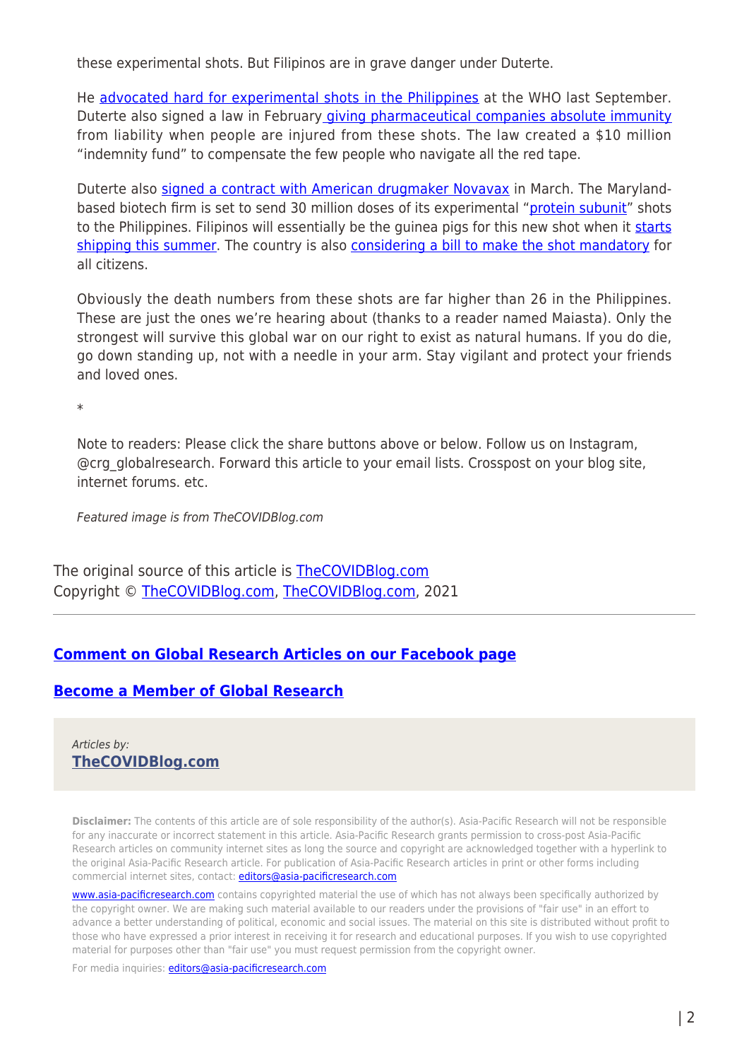these experimental shots. But Filipinos are in grave danger under Duterte.

He advocated hard for experimental shots in the Philippines at the WHO last September. Duterte also signed a law in February giving pharmaceutical companies absolute immunity from liability when people are injured from these shots. The law created a $10 million "indemnity fund" to compensate the few people who navigate all the red tape.

Duterte also signed a contract with American drugmaker Novavax in March. The Maryland-based biotech firm is set to send 30 million doses of its experimental "protein subunit" shots to the Philippines. Filipinos will essentially be the guinea pigs for this new shot when it starts shipping this summer. The country is also considering a bill to make the shot mandatory for all citizens.

Obviously the death numbers from these shots are far higher than 26 in the Philippines. These are just the ones we're hearing about (thanks to a reader named Maiasta). Only the strongest will survive this global war on our right to exist as natural humans. If you do die, go down standing up, not with a needle in your arm. Stay vigilant and protect your friends and loved ones.

*

Note to readers: Please click the share buttons above or below. Follow us on Instagram, @crg_globalresearch. Forward this article to your email lists. Crosspost on your blog site, internet forums. etc.

*Featured image is from TheCOVIDBlog.com*

The original source of this article is TheCOVIDBlog.com
Copyright © TheCOVIDBlog.com, TheCOVIDBlog.com, 2021

---

**Comment on Global Research Articles on our Facebook page**

**Become a Member of Global Research**

*Articles by:*
**TheCOVIDBlog.com**

**Disclaimer:** The contents of this article are of sole responsibility of the author(s). Asia-Pacific Research will not be responsible for any inaccurate or incorrect statement in this article. Asia-Pacific Research grants permission to cross-post Asia-Pacific Research articles on community internet sites as long the source and copyright are acknowledged together with a hyperlink to the original Asia-Pacific Research article. For publication of Asia-Pacific Research articles in print or other forms including commercial internet sites, contact: editors@asia-pacificresearch.com

www.asia-pacificresearch.com contains copyrighted material the use of which has not always been specifically authorized by the copyright owner. We are making such material available to our readers under the provisions of "fair use" in an effort to advance a better understanding of political, economic and social issues. The material on this site is distributed without profit to those who have expressed a prior interest in receiving it for research and educational purposes. If you wish to use copyrighted material for purposes other than "fair use" you must request permission from the copyright owner.

For media inquiries: editors@asia-pacificresearch.com